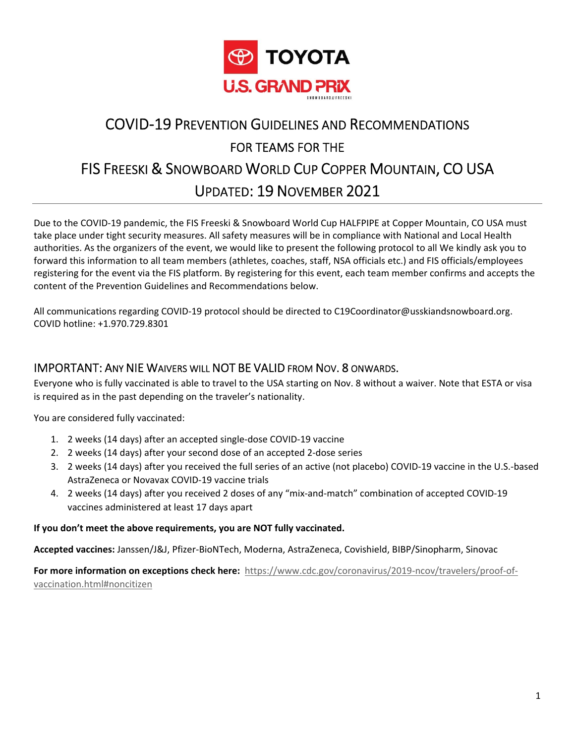TOYOTA

U.S. GRAND PRIX

SNOWBOARD // FREESKI

# COVID-19 Prevention Guidelines and Recommendations for Teams for the FIS Freeski & Snowboard World Cup Copper Mountain, CO USA

## Updated: 19 November 2021

Due to the COVID-19 pandemic, the FIS Freeski & Snowboard World Cup HALFPIPE at Copper Mountain, CO USA must take place under tight security measures. All safety measures will be in compliance with National and Local Health authorities. As the organizers of the event, we would like to present the following protocol to all We kindly ask you to forward this information to all team members (athletes, coaches, staff, NSA officials etc.) and FIS officials/employees registering for the event via the FIS platform. By registering for this event, each team member confirms and accepts the content of the Prevention Guidelines and Recommendations below.

All communications regarding COVID-19 protocol should be directed to C19Coordinator@usskiandsnowboard.org.
COVID hotline: +1.970.729.8301

## IMPORTANT: Any NIE Waivers will NOT BE VALID from Nov. 8 onwards.

Everyone who is fully vaccinated is able to travel to the USA starting on Nov. 8 without a waiver. Note that ESTA or visa is required as in the past depending on the traveler's nationality.

You are considered fully vaccinated:

1. 2 weeks (14 days) after an accepted single-dose COVID-19 vaccine
2. 2 weeks (14 days) after your second dose of an accepted 2-dose series
3. 2 weeks (14 days) after you received the full series of an active (not placebo) COVID-19 vaccine in the U.S.-based AstraZeneca or Novavax COVID-19 vaccine trials
4. 2 weeks (14 days) after you received 2 doses of any "mix-and-match" combination of accepted COVID-19 vaccines administered at least 17 days apart

**If you don't meet the above requirements, you are NOT fully vaccinated.**

**Accepted vaccines:** Janssen/J&J, Pfizer-BioNTech, Moderna, AstraZeneca, Covishield, BIBP/Sinopharm, Sinovac

**For more information on exceptions check here:** https://www.cdc.gov/coronavirus/2019-ncov/travelers/proof-of-vaccination.html#noncitizen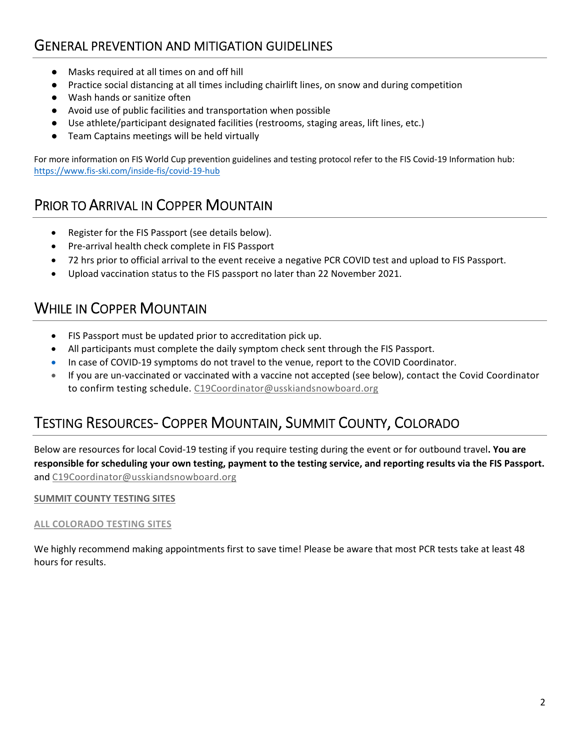## General Prevention and Mitigation Guidelines

- Masks required at all times on and off hill
- Practice social distancing at all times including chairlift lines, on snow and during competition
- Wash hands or sanitize often
- Avoid use of public facilities and transportation when possible
- Use athlete/participant designated facilities (restrooms, staging areas, lift lines, etc.)
- Team Captains meetings will be held virtually

For more information on FIS World Cup prevention guidelines and testing protocol refer to the FIS Covid-19 Information hub: https://www.fis-ski.com/inside-fis/covid-19-hub

## Prior to Arrival in Copper Mountain

- Register for the FIS Passport (see details below).
- Pre-arrival health check complete in FIS Passport
- 72 hrs prior to official arrival to the event receive a negative PCR COVID test and upload to FIS Passport.
- Upload vaccination status to the FIS passport no later than 22 November 2021.

## While in Copper Mountain

- FIS Passport must be updated prior to accreditation pick up.
- All participants must complete the daily symptom check sent through the FIS Passport.
- In case of COVID-19 symptoms do not travel to the venue, report to the COVID Coordinator.
- If you are un-vaccinated or vaccinated with a vaccine not accepted (see below), contact the Covid Coordinator to confirm testing schedule. C19Coordinator@usskiandsnowboard.org

## Testing Resources- Copper Mountain, Summit County, Colorado

Below are resources for local Covid-19 testing if you require testing during the event or for outbound travel**. You are responsible for scheduling your own testing, payment to the testing service, and reporting results via the FIS Passport.** and C19Coordinator@usskiandsnowboard.org

**SUMMIT COUNTY TESTING SITES**

**ALL COLORADO TESTING SITES**

We highly recommend making appointments first to save time! Please be aware that most PCR tests take at least 48 hours for results.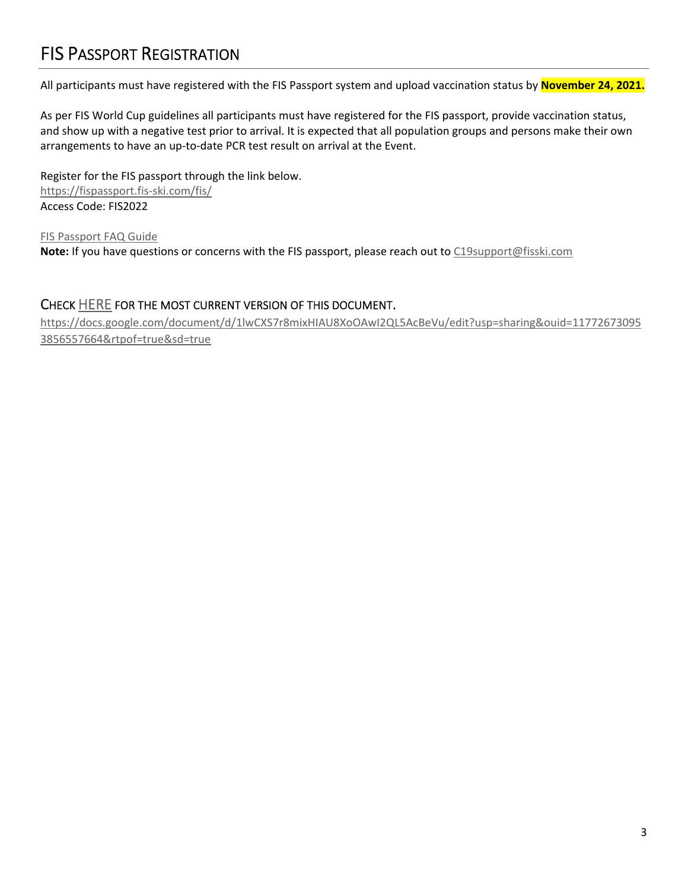# FIS Passport Registration

All participants must have registered with the FIS Passport system and upload vaccination status by **November 24, 2021.**

As per FIS World Cup guidelines all participants must have registered for the FIS passport, provide vaccination status, and show up with a negative test prior to arrival. It is expected that all population groups and persons make their own arrangements to have an up-to-date PCR test result on arrival at the Event.

Register for the FIS passport through the link below.
https://fispassport.fis-ski.com/fis/
Access Code: FIS2022

FIS Passport FAQ Guide
**Note:** If you have questions or concerns with the FIS passport, please reach out to C19support@fisski.com

## Check HERE for the most current version of this document.

https://docs.google.com/document/d/1lwCXS7r8mixHIAU8XoOAwI2QL5AcBeVu/edit?usp=sharing&ouid=117726730953856557664&rtpof=true&sd=true